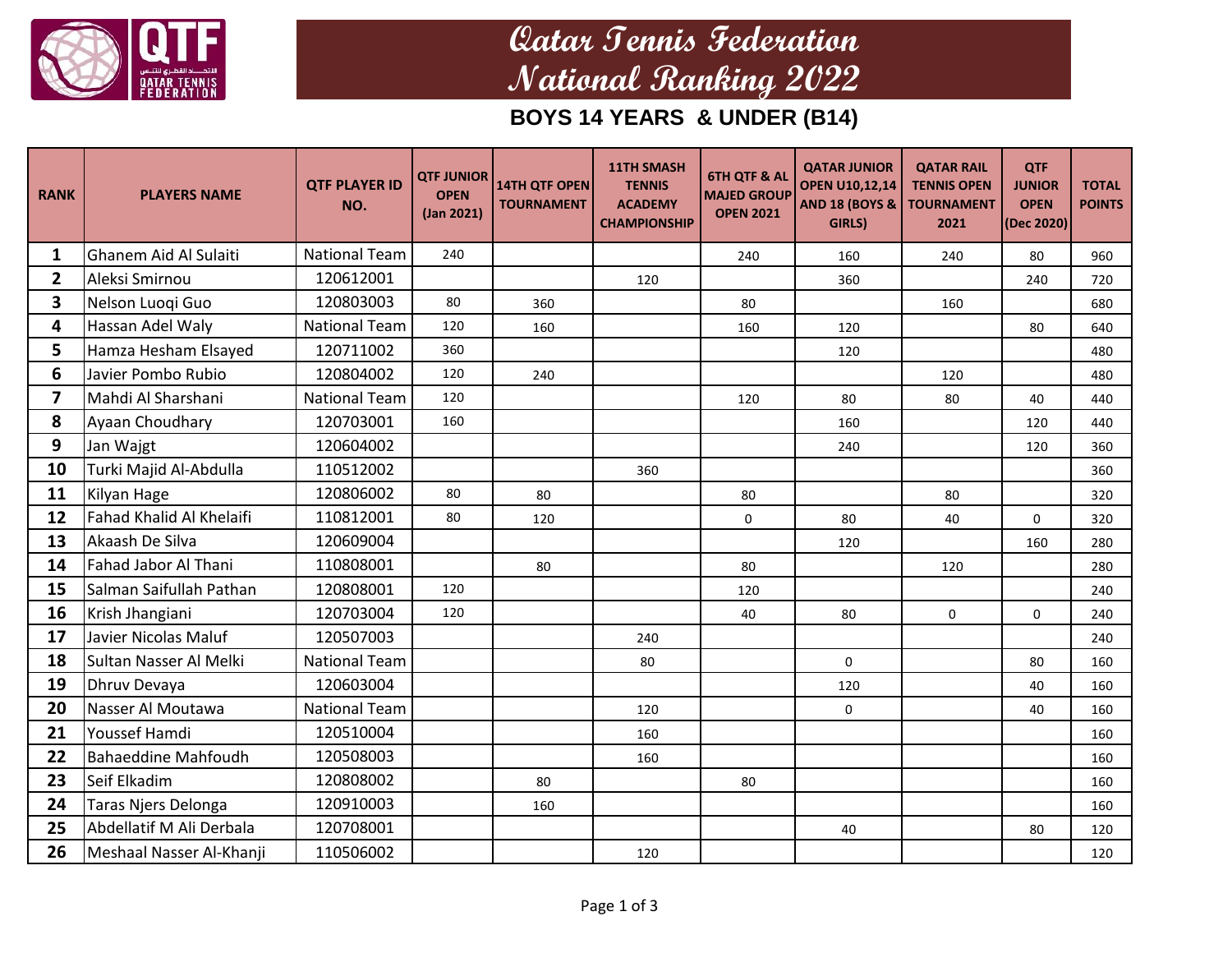# Qatar Tennis Federation
# National Ranking 2022

## BOYS 14 YEARS & UNDER (B14)

| RANK | PLAYERS NAME | QTF PLAYER ID NO. | QTF JUNIOR OPEN (Jan 2021) | 14TH QTF OPEN TOURNAMENT | 11TH SMASH TENNIS ACADEMY CHAMPIONSHIP | 6TH QTF & AL MAJED GROUP OPEN 2021 | QATAR JUNIOR OPEN U10,12,14 AND 18 (BOYS & GIRLS) | QATAR RAIL TENNIS OPEN TOURNAMENT 2021 | QTF JUNIOR OPEN (Dec 2020) | TOTAL POINTS |
|---|---|---|---|---|---|---|---|---|---|---|
| 1 | Ghanem Aid Al Sulaiti | National Team | 240 | | | 240 | 160 | 240 | 80 | 960 |
| 2 | Aleksi Smirnou | 120612001 | | | 120 | | 360 | | 240 | 720 |
| 3 | Nelson Luoqi Guo | 120803003 | 80 | 360 | | 80 | | 160 | | 680 |
| 4 | Hassan Adel Waly | National Team | 120 | 160 | | 160 | 120 | | 80 | 640 |
| 5 | Hamza Hesham Elsayed | 120711002 | 360 | | | | 120 | | | 480 |
| 6 | Javier Pombo Rubio | 120804002 | 120 | 240 | | | | 120 | | 480 |
| 7 | Mahdi Al Sharshani | National Team | 120 | | | 120 | 80 | 80 | 40 | 440 |
| 8 | Ayaan Choudhary | 120703001 | 160 | | | | 160 | | 120 | 440 |
| 9 | Jan Wajgt | 120604002 | | | | | 240 | | 120 | 360 |
| 10 | Turki Majid Al-Abdulla | 110512002 | | | 360 | | | | | 360 |
| 11 | Kilyan Hage | 120806002 | 80 | 80 | | 80 | | 80 | | 320 |
| 12 | Fahad Khalid Al Khelaifi | 110812001 | 80 | 120 | | 0 | 80 | 40 | 0 | 320 |
| 13 | Akaash De Silva | 120609004 | | | | | 120 | | 160 | 280 |
| 14 | Fahad Jabor Al Thani | 110808001 | | 80 | | 80 | | 120 | | 280 |
| 15 | Salman Saifullah Pathan | 120808001 | 120 | | | 120 | | | | 240 |
| 16 | Krish Jhangiani | 120703004 | 120 | | | 40 | 80 | 0 | 0 | 240 |
| 17 | Javier Nicolas Maluf | 120507003 | | | 240 | | | | | 240 |
| 18 | Sultan Nasser Al Melki | National Team | | | 80 | | 0 | | 80 | 160 |
| 19 | Dhruv Devaya | 120603004 | | | | | 120 | | 40 | 160 |
| 20 | Nasser Al Moutawa | National Team | | | 120 | | 0 | | 40 | 160 |
| 21 | Youssef Hamdi | 120510004 | | | 160 | | | | | 160 |
| 22 | Bahaeddine Mahfoudh | 120508003 | | | 160 | | | | | 160 |
| 23 | Seif Elkadim | 120808002 | | 80 | | 80 | | | | 160 |
| 24 | Taras Njers Delonga | 120910003 | | 160 | | | | | | 160 |
| 25 | Abdellatif M Ali Derbala | 120708001 | | | | | 40 | | 80 | 120 |
| 26 | Meshaal Nasser Al-Khanji | 110506002 | | | 120 | | | | | 120 |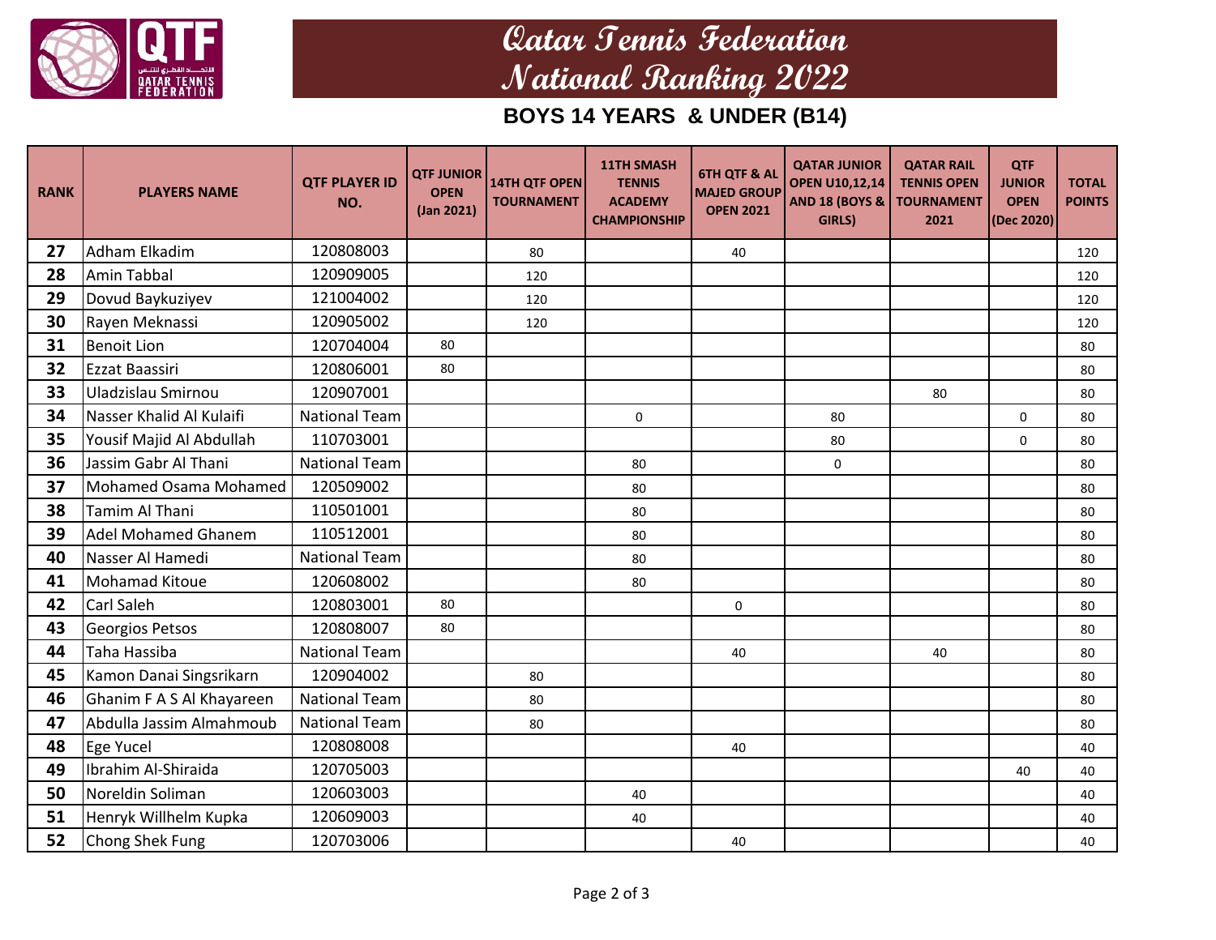# Qatar Tennis Federation National Ranking 2022

## BOYS 14 YEARS & UNDER (B14)

| RANK | PLAYERS NAME | QTF PLAYER ID NO. | QTF JUNIOR OPEN (Jan 2021) | 14TH QTF OPEN TOURNAMENT | 11TH SMASH TENNIS ACADEMY CHAMPIONSHIP | 6TH QTF & AL MAJED GROUP OPEN 2021 | QATAR JUNIOR OPEN U10,12,14 AND 18 (BOYS & GIRLS) | QATAR RAIL TENNIS OPEN TOURNAMENT 2021 | QTF JUNIOR OPEN (Dec 2020) | TOTAL POINTS |
|---|---|---|---|---|---|---|---|---|---|---|
| 27 | Adham Elkadim | 120808003 | | 80 | | 40 | | | | 120 |
| 28 | Amin Tabbal | 120909005 | | 120 | | | | | | 120 |
| 29 | Dovud Baykuziyev | 121004002 | | 120 | | | | | | 120 |
| 30 | Rayen Meknassi | 120905002 | | 120 | | | | | | 120 |
| 31 | Benoit Lion | 120704004 | 80 | | | | | | | 80 |
| 32 | Ezzat Baassiri | 120806001 | 80 | | | | | | | 80 |
| 33 | Uladzislau Smirnou | 120907001 | | | | | | 80 | | 80 |
| 34 | Nasser Khalid Al Kulaifi | National Team | | | 0 | | 80 | | 0 | 80 |
| 35 | Yousif Majid Al Abdullah | 110703001 | | | | | 80 | | 0 | 80 |
| 36 | Jassim Gabr Al Thani | National Team | | | 80 | | 0 | | | 80 |
| 37 | Mohamed Osama Mohamed | 120509002 | | | 80 | | | | | 80 |
| 38 | Tamim Al Thani | 110501001 | | | 80 | | | | | 80 |
| 39 | Adel Mohamed Ghanem | 110512001 | | | 80 | | | | | 80 |
| 40 | Nasser Al Hamedi | National Team | | | 80 | | | | | 80 |
| 41 | Mohamad Kitoue | 120608002 | | | 80 | | | | | 80 |
| 42 | Carl Saleh | 120803001 | 80 | | | 0 | | | | 80 |
| 43 | Georgios Petsos | 120808007 | 80 | | | | | | | 80 |
| 44 | Taha Hassiba | National Team | | | | 40 | | 40 | | 80 |
| 45 | Kamon Danai Singsrikarn | 120904002 | | 80 | | | | | | 80 |
| 46 | Ghanim F A S Al Khayareen | National Team | | 80 | | | | | | 80 |
| 47 | Abdulla Jassim Almahmoub | National Team | | 80 | | | | | | 80 |
| 48 | Ege Yucel | 120808008 | | | | 40 | | | | 40 |
| 49 | Ibrahim Al-Shiraida | 120705003 | | | | | | | 40 | 40 |
| 50 | Noreldin Soliman | 120603003 | | | 40 | | | | | 40 |
| 51 | Henryk Willhelm Kupka | 120609003 | | | 40 | | | | | 40 |
| 52 | Chong Shek Fung | 120703006 | | | | 40 | | | | 40 |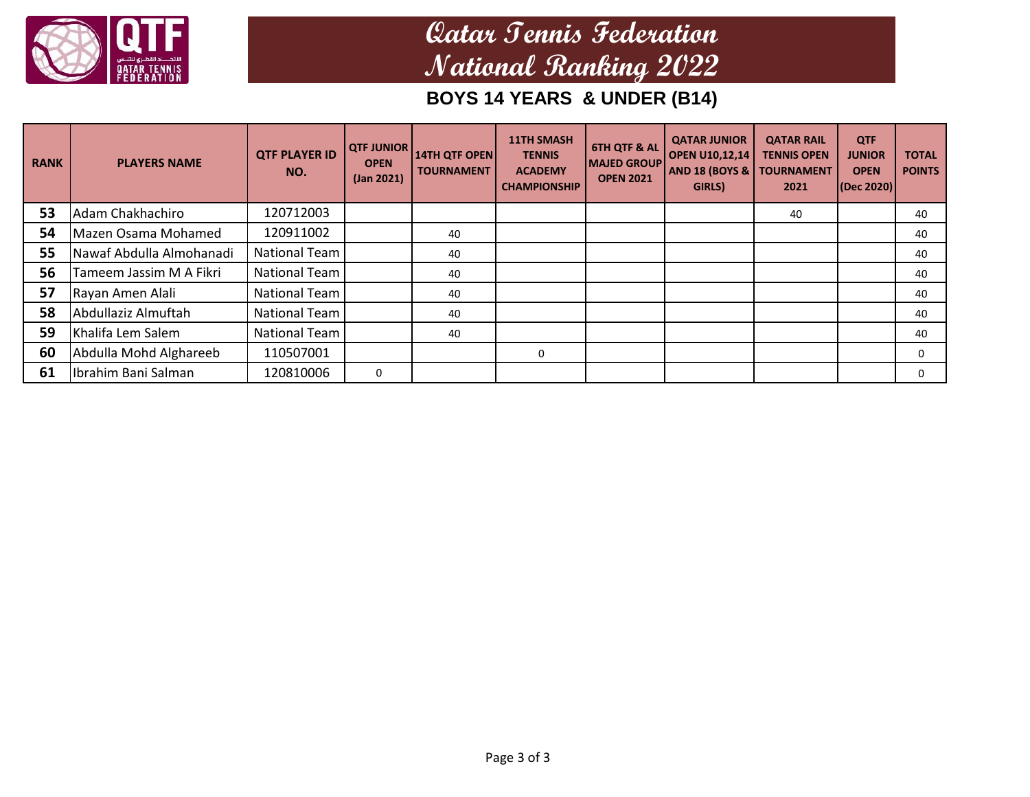# Qatar Tennis Federation
# National Ranking 2022

## BOYS 14 YEARS & UNDER (B14)

| RANK | PLAYERS NAME | QTF PLAYER ID NO. | QTF JUNIOR OPEN (Jan 2021) | 14TH QTF OPEN TOURNAMENT | 11TH SMASH TENNIS ACADEMY CHAMPIONSHIP | 6TH QTF & AL MAJED GROUP OPEN 2021 | QATAR JUNIOR OPEN U10,12,14 AND 18 (BOYS & GIRLS) | QATAR RAIL TENNIS OPEN TOURNAMENT 2021 | QTF JUNIOR OPEN (Dec 2020) | TOTAL POINTS |
|---|---|---|---|---|---|---|---|---|---|---|
| 53 | Adam Chakhachiro | 120712003 | | | | | | 40 | | 40 |
| 54 | Mazen Osama Mohamed | 120911002 | | 40 | | | | | | 40 |
| 55 | Nawaf Abdulla Almohanadi | National Team | | 40 | | | | | | 40 |
| 56 | Tameem Jassim M A Fikri | National Team | | 40 | | | | | | 40 |
| 57 | Rayan Amen Alali | National Team | | 40 | | | | | | 40 |
| 58 | Abdullaziz Almuftah | National Team | | 40 | | | | | | 40 |
| 59 | Khalifa Lem Salem | National Team | | 40 | | | | | | 40 |
| 60 | Abdulla Mohd Alghareeb | 110507001 | | | 0 | | | | | 0 |
| 61 | Ibrahim Bani Salman | 120810006 | 0 | | | | | | | 0 |